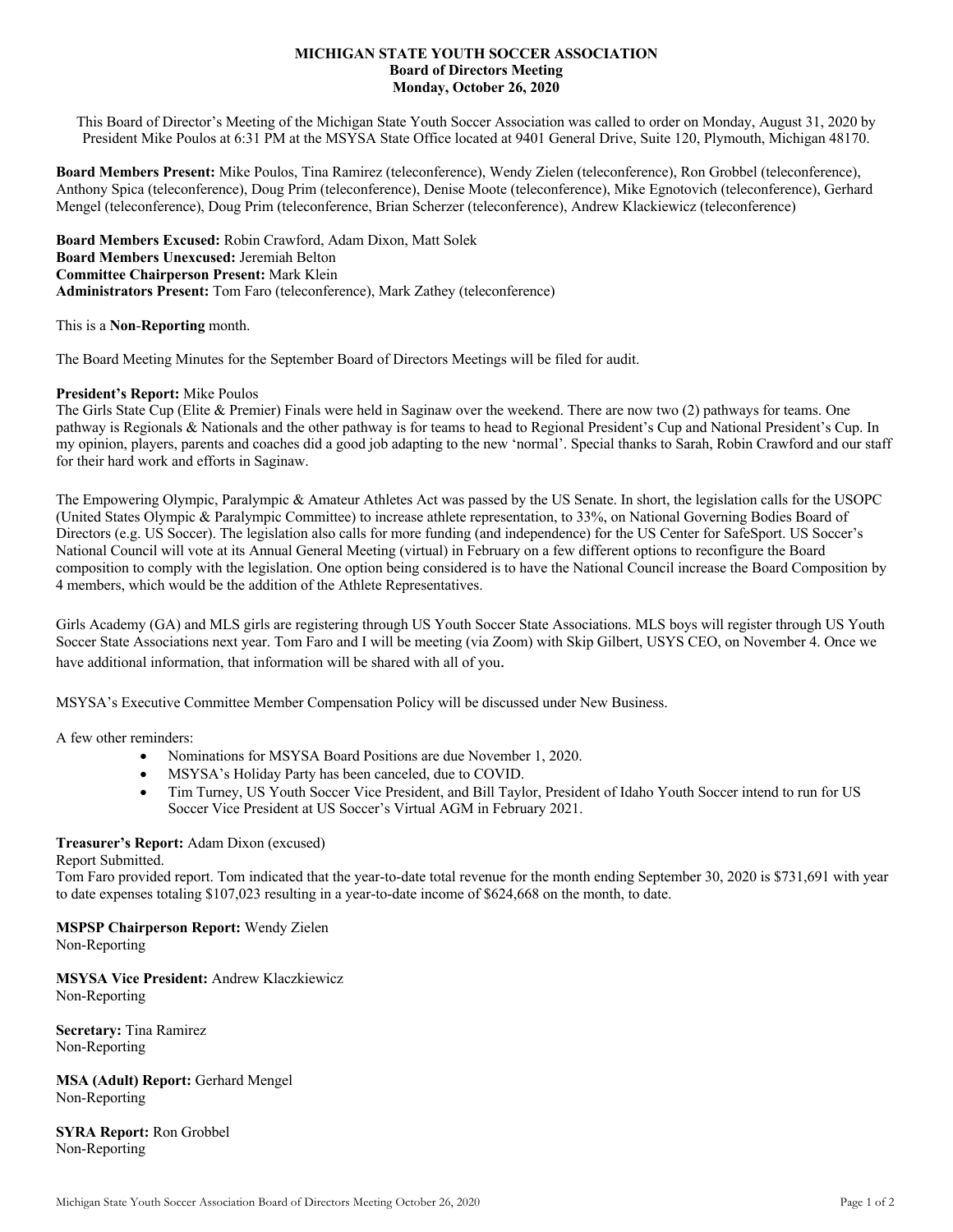**MICHIGAN STATE YOUTH SOCCER ASSOCIATION**
**Board of Directors Meeting**
**Monday, October 26, 2020**

This Board of Director's Meeting of the Michigan State Youth Soccer Association was called to order on Monday, August 31, 2020 by President Mike Poulos at 6:31 PM at the MSYSA State Office located at 9401 General Drive, Suite 120, Plymouth, Michigan 48170.

**Board Members Present:** Mike Poulos, Tina Ramirez (teleconference), Wendy Zielen (teleconference), Ron Grobbel (teleconference), Anthony Spica (teleconference), Doug Prim (teleconference), Denise Moote (teleconference), Mike Egnotovich (teleconference), Gerhard Mengel (teleconference), Doug Prim (teleconference, Brian Scherzer (teleconference), Andrew Klackiewicz (teleconference)

**Board Members Excused:** Robin Crawford, Adam Dixon, Matt Solek
**Board Members Unexcused:** Jeremiah Belton
**Committee Chairperson Present:** Mark Klein
**Administrators Present:** Tom Faro (teleconference), Mark Zathey (teleconference)

This is a **Non**-**Reporting** month.

The Board Meeting Minutes for the September Board of Directors Meetings will be filed for audit.

**President's Report:** Mike Poulos
The Girls State Cup (Elite & Premier) Finals were held in Saginaw over the weekend. There are now two (2) pathways for teams. One pathway is Regionals & Nationals and the other pathway is for teams to head to Regional President's Cup and National President's Cup. In my opinion, players, parents and coaches did a good job adapting to the new 'normal'. Special thanks to Sarah, Robin Crawford and our staff for their hard work and efforts in Saginaw.

The Empowering Olympic, Paralympic & Amateur Athletes Act was passed by the US Senate. In short, the legislation calls for the USOPC (United States Olympic & Paralympic Committee) to increase athlete representation, to 33%, on National Governing Bodies Board of Directors (e.g. US Soccer). The legislation also calls for more funding (and independence) for the US Center for SafeSport. US Soccer's National Council will vote at its Annual General Meeting (virtual) in February on a few different options to reconfigure the Board composition to comply with the legislation. One option being considered is to have the National Council increase the Board Composition by 4 members, which would be the addition of the Athlete Representatives.

Girls Academy (GA) and MLS girls are registering through US Youth Soccer State Associations. MLS boys will register through US Youth Soccer State Associations next year. Tom Faro and I will be meeting (via Zoom) with Skip Gilbert, USYS CEO, on November 4. Once we have additional information, that information will be shared with all of you.

MSYSA's Executive Committee Member Compensation Policy will be discussed under New Business.

A few other reminders:

- Nominations for MSYSA Board Positions are due November 1, 2020.
- MSYSA's Holiday Party has been canceled, due to COVID.
- Tim Turney, US Youth Soccer Vice President, and Bill Taylor, President of Idaho Youth Soccer intend to run for US Soccer Vice President at US Soccer's Virtual AGM in February 2021.

**Treasurer's Report:** Adam Dixon (excused)
Report Submitted.
Tom Faro provided report. Tom indicated that the year-to-date total revenue for the month ending September 30, 2020 is $731,691 with year to date expenses totaling $107,023 resulting in a year-to-date income of $624,668 on the month, to date.

**MSPSP Chairperson Report:** Wendy Zielen
Non-Reporting

**MSYSA Vice President:** Andrew Klaczkiewicz
Non-Reporting

**Secretary:** Tina Ramirez
Non-Reporting

**MSA (Adult) Report:** Gerhard Mengel
Non-Reporting

**SYRA Report:** Ron Grobbel
Non-Reporting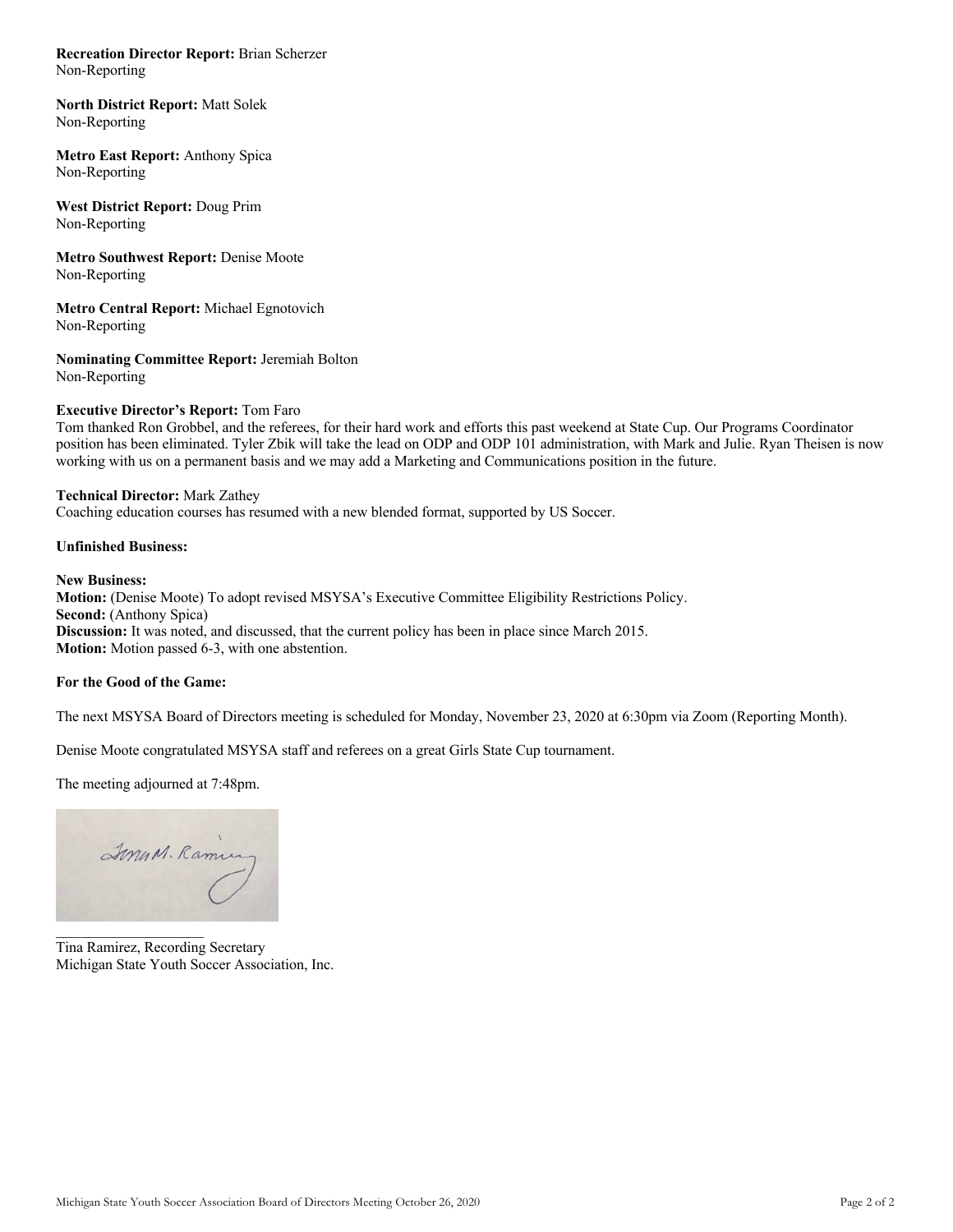**Recreation Director Report:** Brian Scherzer
Non-Reporting

**North District Report:** Matt Solek
Non-Reporting

**Metro East Report:** Anthony Spica
Non-Reporting

**West District Report:** Doug Prim
Non-Reporting

**Metro Southwest Report:** Denise Moote
Non-Reporting

**Metro Central Report:** Michael Egnotovich
Non-Reporting

**Nominating Committee Report:** Jeremiah Bolton
Non-Reporting

**Executive Director's Report:** Tom Faro
Tom thanked Ron Grobbel, and the referees, for their hard work and efforts this past weekend at State Cup. Our Programs Coordinator position has been eliminated. Tyler Zbik will take the lead on ODP and ODP 101 administration, with Mark and Julie. Ryan Theisen is now working with us on a permanent basis and we may add a Marketing and Communications position in the future.

**Technical Director:** Mark Zathey
Coaching education courses has resumed with a new blended format, supported by US Soccer.

**Unfinished Business:**

**New Business:**
**Motion:** (Denise Moote) To adopt revised MSYSA's Executive Committee Eligibility Restrictions Policy.
**Second:** (Anthony Spica)
**Discussion:** It was noted, and discussed, that the current policy has been in place since March 2015.
**Motion:** Motion passed 6-3, with one abstention.

**For the Good of the Game:**

The next MSYSA Board of Directors meeting is scheduled for Monday, November 23, 2020 at 6:30pm via Zoom (Reporting Month).

Denise Moote congratulated MSYSA staff and referees on a great Girls State Cup tournament.

The meeting adjourned at 7:48pm.

Tina M. Ramirez

Tina Ramirez, Recording Secretary
Michigan State Youth Soccer Association, Inc.